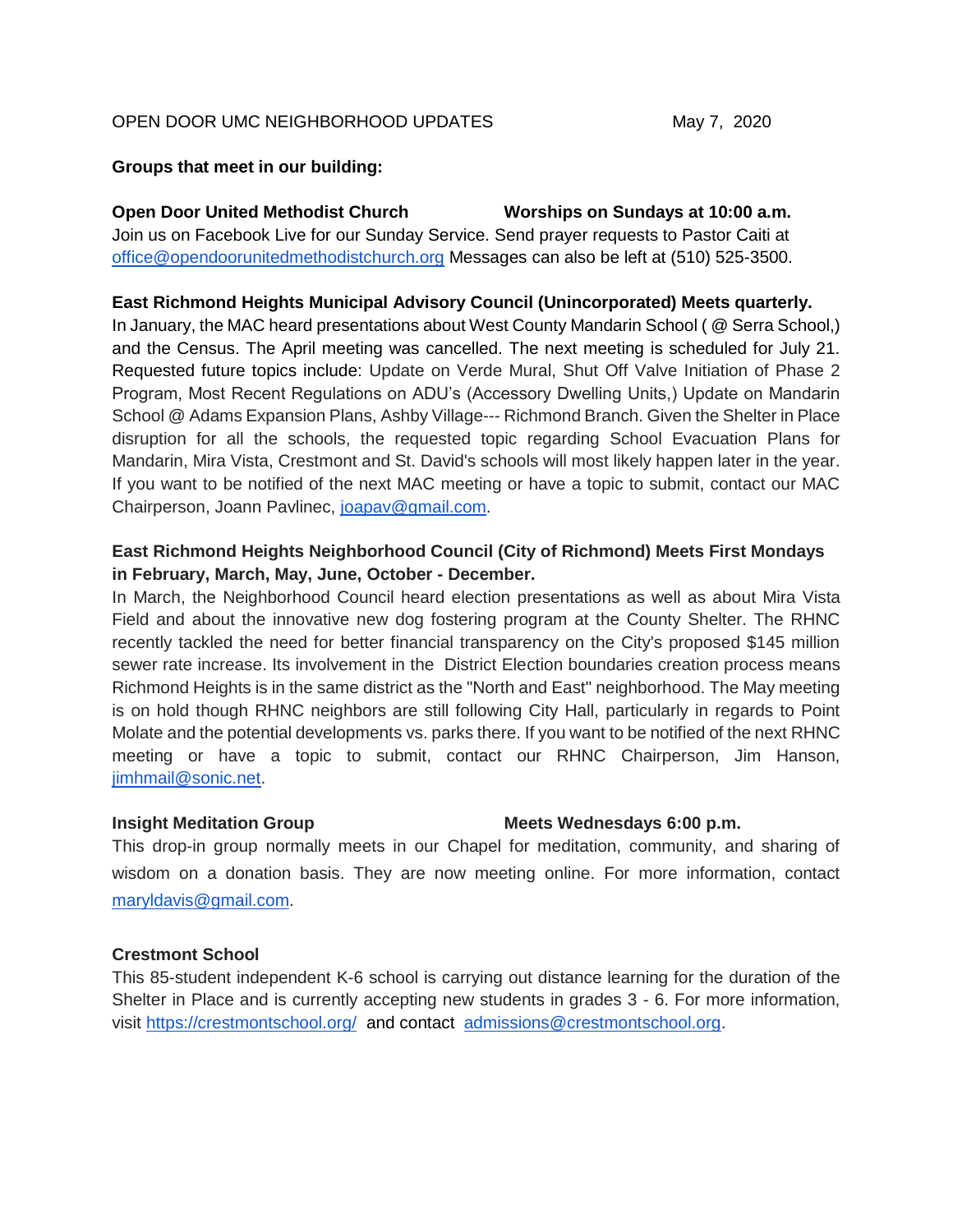OPEN DOOR UMC NEIGHBORHOOD UPDATES May 7, 2020

**Groups that meet in our building:**

**Open Door United Methodist Church** **Worships on Sundays at 10:00 a.m.**
Join us on Facebook Live for our Sunday Service. Send prayer requests to Pastor Caiti at office@opendoorunitedmethodistchurch.org Messages can also be left at (510) 525-3500.

**East Richmond Heights Municipal Advisory Council (Unincorporated) Meets quarterly.**
In January, the MAC heard presentations about West County Mandarin School ( @ Serra School,) and the Census. The April meeting was cancelled. The next meeting is scheduled for July 21. Requested future topics include: Update on Verde Mural, Shut Off Valve Initiation of Phase 2 Program, Most Recent Regulations on ADU's (Accessory Dwelling Units,) Update on Mandarin School @ Adams Expansion Plans, Ashby Village--- Richmond Branch. Given the Shelter in Place disruption for all the schools, the requested topic regarding School Evacuation Plans for Mandarin, Mira Vista, Crestmont and St. David's schools will most likely happen later in the year. If you want to be notified of the next MAC meeting or have a topic to submit, contact our MAC Chairperson, Joann Pavlinec, joapav@gmail.com.

**East Richmond Heights Neighborhood Council (City of Richmond) Meets First Mondays in February, March, May, June, October - December.**
In March, the Neighborhood Council heard election presentations as well as about Mira Vista Field and about the innovative new dog fostering program at the County Shelter. The RHNC recently tackled the need for better financial transparency on the City's proposed $145 million sewer rate increase. Its involvement in the District Election boundaries creation process means Richmond Heights is in the same district as the "North and East" neighborhood. The May meeting is on hold though RHNC neighbors are still following City Hall, particularly in regards to Point Molate and the potential developments vs. parks there. If you want to be notified of the next RHNC meeting or have a topic to submit, contact our RHNC Chairperson, Jim Hanson, jimhmail@sonic.net.

**Insight Meditation Group** **Meets Wednesdays 6:00 p.m.**
This drop-in group normally meets in our Chapel for meditation, community, and sharing of wisdom on a donation basis. They are now meeting online. For more information, contact maryldavis@gmail.com.

**Crestmont School**
This 85-student independent K-6 school is carrying out distance learning for the duration of the Shelter in Place and is currently accepting new students in grades 3 - 6. For more information, visit https://crestmontschool.org/ and contact admissions@crestmontschool.org.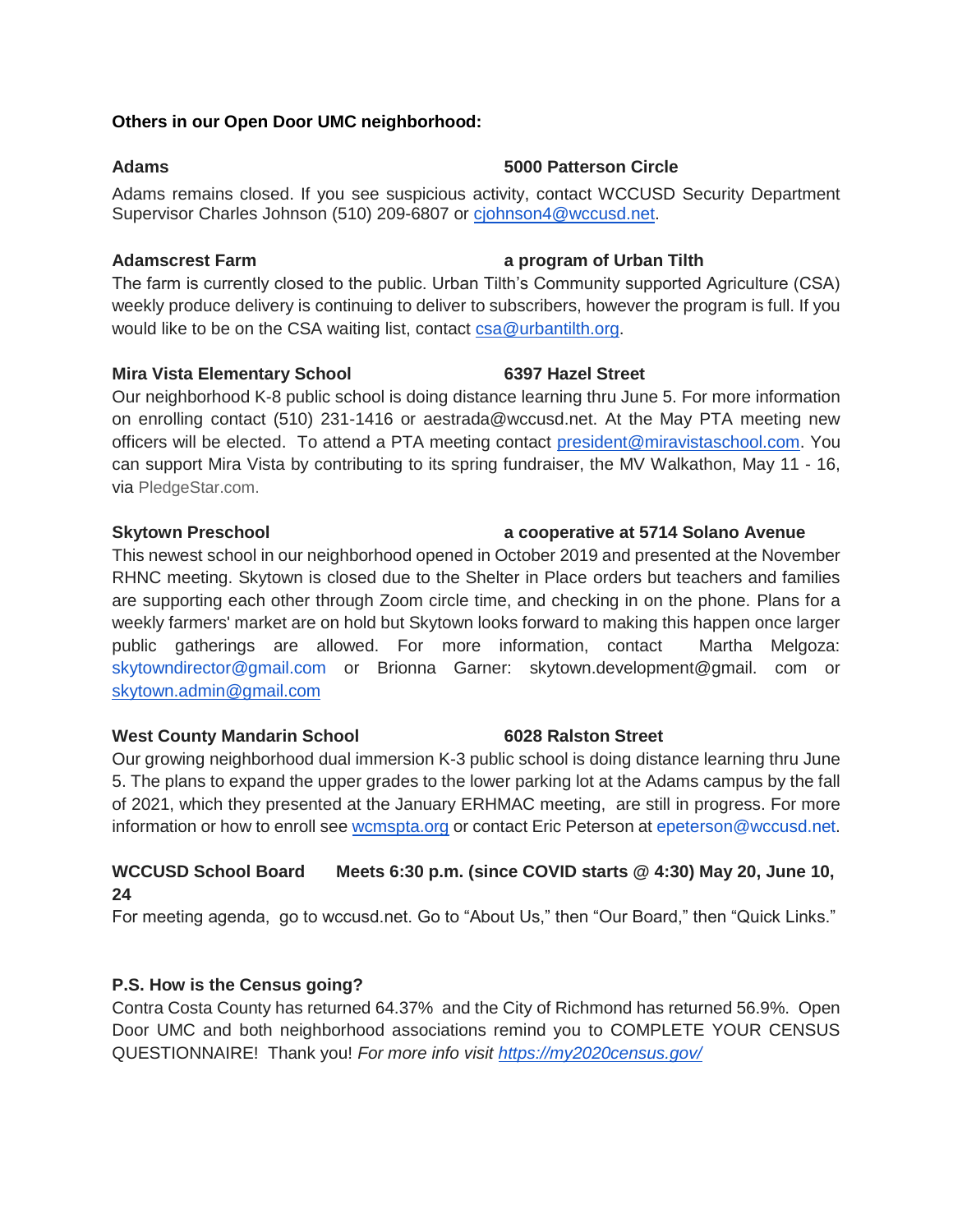**Others in our Open Door UMC neighborhood:**

**Adams** **5000 Patterson Circle**

Adams remains closed. If you see suspicious activity, contact WCCUSD Security Department Supervisor Charles Johnson (510) 209-6807 or cjohnson4@wccusd.net.

**Adamscrest Farm** **a program of Urban Tilth**

The farm is currently closed to the public. Urban Tilth's Community supported Agriculture (CSA) weekly produce delivery is continuing to deliver to subscribers, however the program is full. If you would like to be on the CSA waiting list, contact csa@urbantilth.org.

**Mira Vista Elementary School** **6397 Hazel Street**

Our neighborhood K-8 public school is doing distance learning thru June 5. For more information on enrolling contact (510) 231-1416 or aestrada@wccusd.net. At the May PTA meeting new officers will be elected. To attend a PTA meeting contact president@miravistaschool.com. You can support Mira Vista by contributing to its spring fundraiser, the MV Walkathon, May 11 - 16, via PledgeStar.com.

**Skytown Preschool** **a cooperative at 5714 Solano Avenue**

This newest school in our neighborhood opened in October 2019 and presented at the November RHNC meeting. Skytown is closed due to the Shelter in Place orders but teachers and families are supporting each other through Zoom circle time, and checking in on the phone. Plans for a weekly farmers' market are on hold but Skytown looks forward to making this happen once larger public gatherings are allowed. For more information, contact Martha Melgoza: skytowndirector@gmail.com or Brionna Garner: skytown.development@gmail. com or skytown.admin@gmail.com

**West County Mandarin School** **6028 Ralston Street**

Our growing neighborhood dual immersion K-3 public school is doing distance learning thru June 5. The plans to expand the upper grades to the lower parking lot at the Adams campus by the fall of 2021, which they presented at the January ERHMAC meeting, are still in progress. For more information or how to enroll see wcmspta.org or contact Eric Peterson at epeterson@wccusd.net.

**WCCUSD School Board** **Meets 6:30 p.m. (since COVID starts @ 4:30) May 20, June 10, 24**

For meeting agenda, go to wccusd.net. Go to "About Us," then "Our Board," then "Quick Links."

**P.S. How is the Census going?**

Contra Costa County has returned 64.37% and the City of Richmond has returned 56.9%. Open Door UMC and both neighborhood associations remind you to COMPLETE YOUR CENSUS QUESTIONNAIRE! Thank you! *For more info visit https://my2020census.gov/*